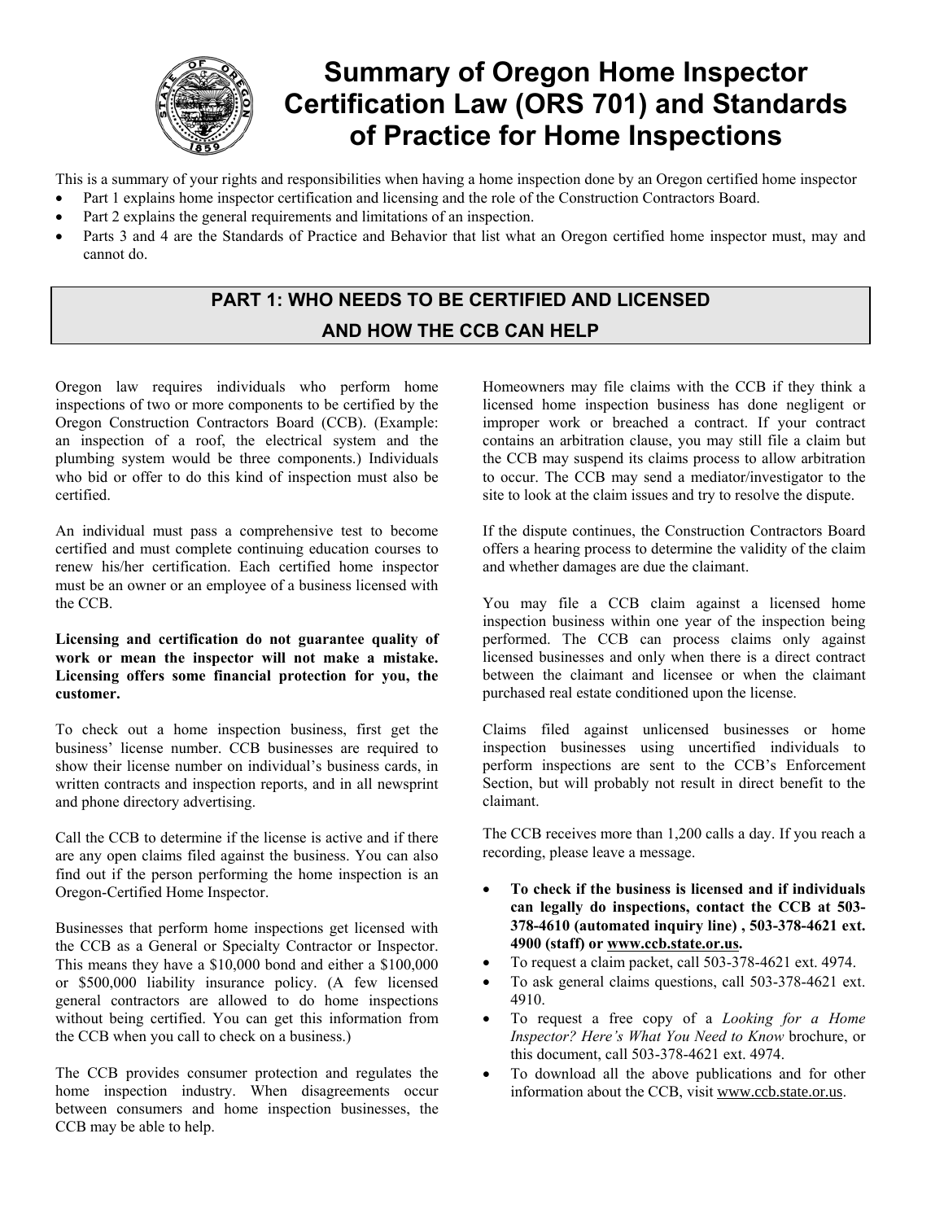# Summary of Oregon Home Inspector Certification Law (ORS 701) and Standards of Practice for Home Inspections

This is a summary of your rights and responsibilities when having a home inspection done by an Oregon certified home inspector

- Part 1 explains home inspector certification and licensing and the role of the Construction Contractors Board.
- Part 2 explains the general requirements and limitations of an inspection.
- Parts 3 and 4 are the Standards of Practice and Behavior that list what an Oregon certified home inspector must, may and cannot do.

## PART 1: WHO NEEDS TO BE CERTIFIED AND LICENSED AND HOW THE CCB CAN HELP

Oregon law requires individuals who perform home inspections of two or more components to be certified by the Oregon Construction Contractors Board (CCB). (Example: an inspection of a roof, the electrical system and the plumbing system would be three components.) Individuals who bid or offer to do this kind of inspection must also be certified.

An individual must pass a comprehensive test to become certified and must complete continuing education courses to renew his/her certification. Each certified home inspector must be an owner or an employee of a business licensed with the CCB.

**Licensing and certification do not guarantee quality of work or mean the inspector will not make a mistake. Licensing offers some financial protection for you, the customer.**

To check out a home inspection business, first get the business' license number. CCB businesses are required to show their license number on individual's business cards, in written contracts and inspection reports, and in all newsprint and phone directory advertising.

Call the CCB to determine if the license is active and if there are any open claims filed against the business. You can also find out if the person performing the home inspection is an Oregon-Certified Home Inspector.

Businesses that perform home inspections get licensed with the CCB as a General or Specialty Contractor or Inspector. This means they have a $10,000 bond and either a $100,000 or $500,000 liability insurance policy. (A few licensed general contractors are allowed to do home inspections without being certified. You can get this information from the CCB when you call to check on a business.)

The CCB provides consumer protection and regulates the home inspection industry. When disagreements occur between consumers and home inspection businesses, the CCB may be able to help.

Homeowners may file claims with the CCB if they think a licensed home inspection business has done negligent or improper work or breached a contract. If your contract contains an arbitration clause, you may still file a claim but the CCB may suspend its claims process to allow arbitration to occur. The CCB may send a mediator/investigator to the site to look at the claim issues and try to resolve the dispute.

If the dispute continues, the Construction Contractors Board offers a hearing process to determine the validity of the claim and whether damages are due the claimant.

You may file a CCB claim against a licensed home inspection business within one year of the inspection being performed. The CCB can process claims only against licensed businesses and only when there is a direct contract between the claimant and licensee or when the claimant purchased real estate conditioned upon the license.

Claims filed against unlicensed businesses or home inspection businesses using uncertified individuals to perform inspections are sent to the CCB's Enforcement Section, but will probably not result in direct benefit to the claimant.

The CCB receives more than 1,200 calls a day. If you reach a recording, please leave a message.

- **To check if the business is licensed and if individuals can legally do inspections, contact the CCB at 503-378-4610 (automated inquiry line) , 503-378-4621 ext. 4900 (staff) or www.ccb.state.or.us.**
- To request a claim packet, call 503-378-4621 ext. 4974.
- To ask general claims questions, call 503-378-4621 ext. 4910.
- To request a free copy of a *Looking for a Home Inspector? Here's What You Need to Know* brochure, or this document, call 503-378-4621 ext. 4974.
- To download all the above publications and for other information about the CCB, visit www.ccb.state.or.us.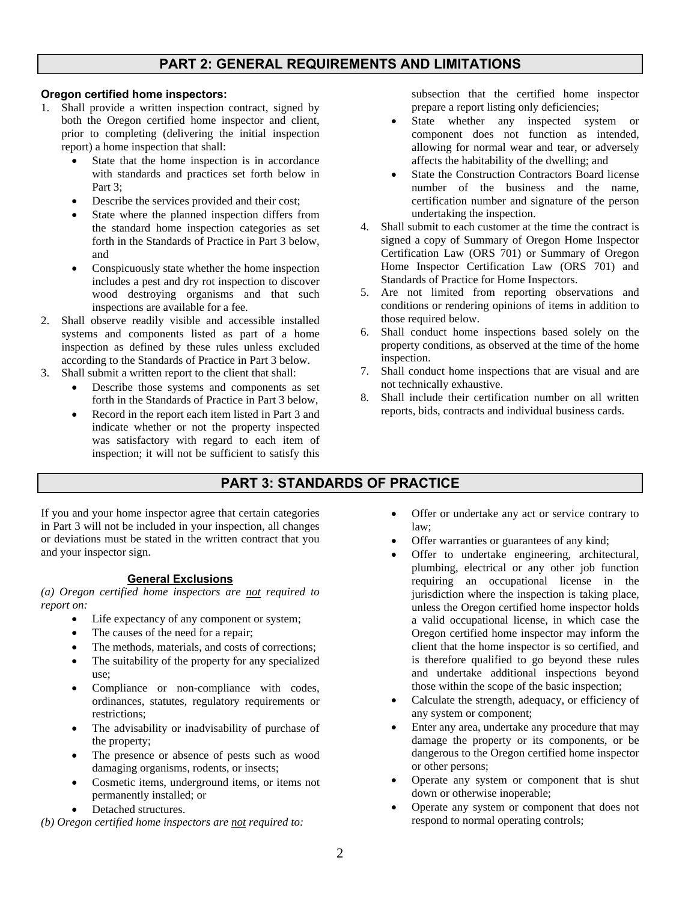## PART 2: GENERAL REQUIREMENTS AND LIMITATIONS

**Oregon certified home inspectors:**

1. Shall provide a written inspection contract, signed by both the Oregon certified home inspector and client, prior to completing (delivering the initial inspection report) a home inspection that shall:
   - State that the home inspection is in accordance with standards and practices set forth below in Part 3;
   - Describe the services provided and their cost;
   - State where the planned inspection differs from the standard home inspection categories as set forth in the Standards of Practice in Part 3 below, and
   - Conspicuously state whether the home inspection includes a pest and dry rot inspection to discover wood destroying organisms and that such inspections are available for a fee.
2. Shall observe readily visible and accessible installed systems and components listed as part of a home inspection as defined by these rules unless excluded according to the Standards of Practice in Part 3 below.
3. Shall submit a written report to the client that shall:
   - Describe those systems and components as set forth in the Standards of Practice in Part 3 below,
   - Record in the report each item listed in Part 3 and indicate whether or not the property inspected was satisfactory with regard to each item of inspection; it will not be sufficient to satisfy this subsection that the certified home inspector prepare a report listing only deficiencies;
   - State whether any inspected system or component does not function as intended, allowing for normal wear and tear, or adversely affects the habitability of the dwelling; and
   - State the Construction Contractors Board license number of the business and the name, certification number and signature of the person undertaking the inspection.
4. Shall submit to each customer at the time the contract is signed a copy of Summary of Oregon Home Inspector Certification Law (ORS 701) or Summary of Oregon Home Inspector Certification Law (ORS 701) and Standards of Practice for Home Inspectors.
5. Are not limited from reporting observations and conditions or rendering opinions of items in addition to those required below.
6. Shall conduct home inspections based solely on the property conditions, as observed at the time of the home inspection.
7. Shall conduct home inspections that are visual and are not technically exhaustive.
8. Shall include their certification number on all written reports, bids, contracts and individual business cards.

## PART 3: STANDARDS OF PRACTICE

If you and your home inspector agree that certain categories in Part 3 will not be included in your inspection, all changes or deviations must be stated in the written contract that you and your inspector sign.

### General Exclusions

*(a) Oregon certified home inspectors are not required to report on:*

- Life expectancy of any component or system;
- The causes of the need for a repair;
- The methods, materials, and costs of corrections;
- The suitability of the property for any specialized use;
- Compliance or non-compliance with codes, ordinances, statutes, regulatory requirements or restrictions;
- The advisability or inadvisability of purchase of the property;
- The presence or absence of pests such as wood damaging organisms, rodents, or insects;
- Cosmetic items, underground items, or items not permanently installed; or
- Detached structures.

*(b) Oregon certified home inspectors are not required to:*

- Offer or undertake any act or service contrary to law;
- Offer warranties or guarantees of any kind;
- Offer to undertake engineering, architectural, plumbing, electrical or any other job function requiring an occupational license in the jurisdiction where the inspection is taking place, unless the Oregon certified home inspector holds a valid occupational license, in which case the Oregon certified home inspector may inform the client that the home inspector is so certified, and is therefore qualified to go beyond these rules and undertake additional inspections beyond those within the scope of the basic inspection;
- Calculate the strength, adequacy, or efficiency of any system or component;
- Enter any area, undertake any procedure that may damage the property or its components, or be dangerous to the Oregon certified home inspector or other persons;
- Operate any system or component that is shut down or otherwise inoperable;
- Operate any system or component that does not respond to normal operating controls;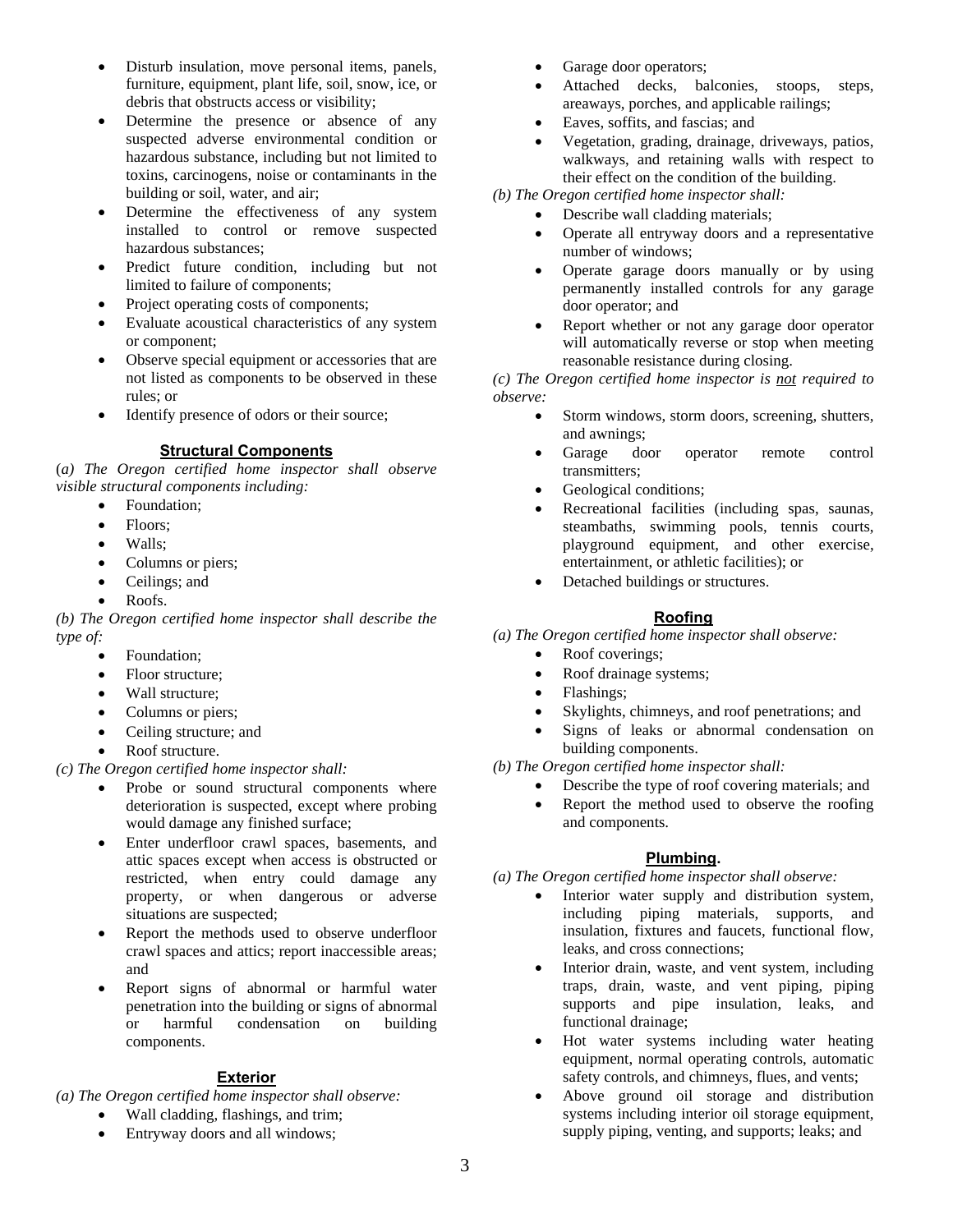- Disturb insulation, move personal items, panels, furniture, equipment, plant life, soil, snow, ice, or debris that obstructs access or visibility;
- Determine the presence or absence of any suspected adverse environmental condition or hazardous substance, including but not limited to toxins, carcinogens, noise or contaminants in the building or soil, water, and air;
- Determine the effectiveness of any system installed to control or remove suspected hazardous substances;
- Predict future condition, including but not limited to failure of components;
- Project operating costs of components;
- Evaluate acoustical characteristics of any system or component;
- Observe special equipment or accessories that are not listed as components to be observed in these rules; or
- Identify presence of odors or their source;

### Structural Components

*(a) The Oregon certified home inspector shall observe visible structural components including:*

- Foundation;
- Floors;
- Walls;
- Columns or piers;
- Ceilings; and
- Roofs.

*(b) The Oregon certified home inspector shall describe the type of:*

- Foundation;
- Floor structure;
- Wall structure;
- Columns or piers;
- Ceiling structure; and
- Roof structure.

*(c) The Oregon certified home inspector shall:*

- Probe or sound structural components where deterioration is suspected, except where probing would damage any finished surface;
- Enter underfloor crawl spaces, basements, and attic spaces except when access is obstructed or restricted, when entry could damage any property, or when dangerous or adverse situations are suspected;
- Report the methods used to observe underfloor crawl spaces and attics; report inaccessible areas; and
- Report signs of abnormal or harmful water penetration into the building or signs of abnormal or harmful condensation on building components.

### Exterior

*(a) The Oregon certified home inspector shall observe:*

- Wall cladding, flashings, and trim;
- Entryway doors and all windows;
- Garage door operators;
- Attached decks, balconies, stoops, steps, areaways, porches, and applicable railings;
- Eaves, soffits, and fascias; and
- Vegetation, grading, drainage, driveways, patios, walkways, and retaining walls with respect to their effect on the condition of the building.

*(b) The Oregon certified home inspector shall:*

- Describe wall cladding materials;
- Operate all entryway doors and a representative number of windows;
- Operate garage doors manually or by using permanently installed controls for any garage door operator; and
- Report whether or not any garage door operator will automatically reverse or stop when meeting reasonable resistance during closing.

*(c) The Oregon certified home inspector is <u>not</u> required to observe:*

- Storm windows, storm doors, screening, shutters, and awnings;
- Garage door operator remote control transmitters;
- Geological conditions;
- Recreational facilities (including spas, saunas, steambaths, swimming pools, tennis courts, playground equipment, and other exercise, entertainment, or athletic facilities); or
- Detached buildings or structures.

### Roofing

*(a) The Oregon certified home inspector shall observe:*

- Roof coverings;
- Roof drainage systems;
- Flashings;
- Skylights, chimneys, and roof penetrations; and
- Signs of leaks or abnormal condensation on building components.

*(b) The Oregon certified home inspector shall:*

- Describe the type of roof covering materials; and
- Report the method used to observe the roofing and components.

### Plumbing.

*(a) The Oregon certified home inspector shall observe:*

- Interior water supply and distribution system, including piping materials, supports, and insulation, fixtures and faucets, functional flow, leaks, and cross connections;
- Interior drain, waste, and vent system, including traps, drain, waste, and vent piping, piping supports and pipe insulation, leaks, and functional drainage;
- Hot water systems including water heating equipment, normal operating controls, automatic safety controls, and chimneys, flues, and vents;
- Above ground oil storage and distribution systems including interior oil storage equipment, supply piping, venting, and supports; leaks; and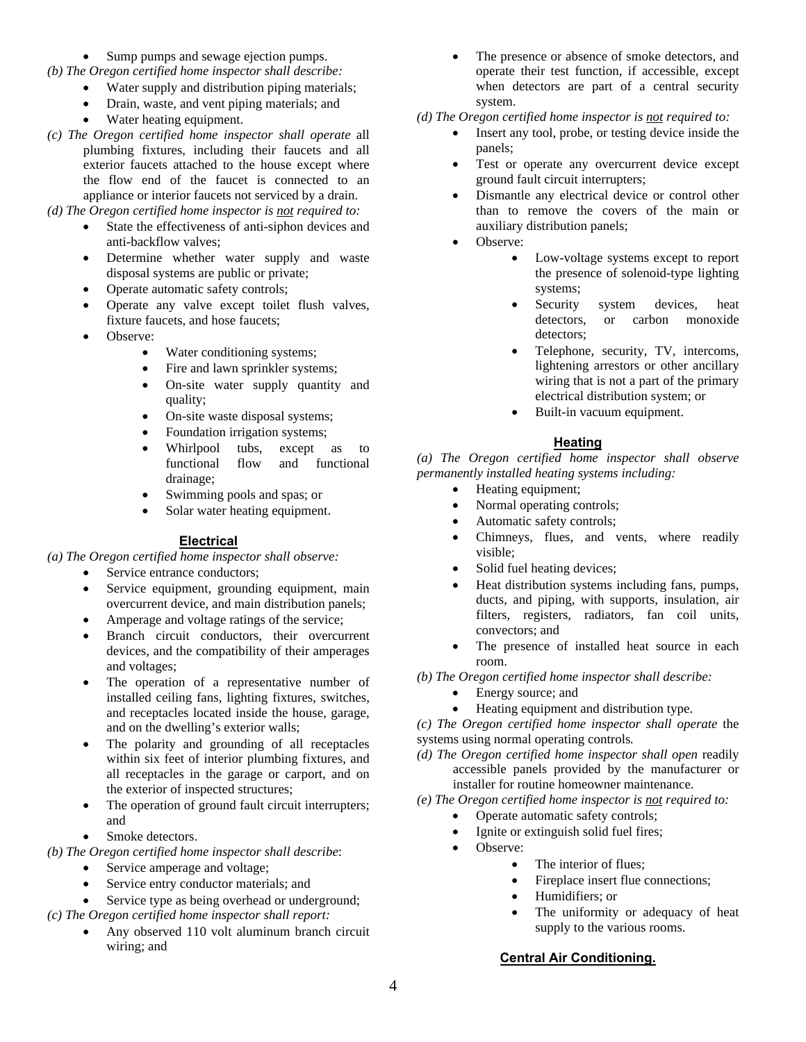- Sump pumps and sewage ejection pumps.

*(b) The Oregon certified home inspector shall describe:*

- Water supply and distribution piping materials;
- Drain, waste, and vent piping materials; and
- Water heating equipment.

*(c) The Oregon certified home inspector shall operate* all plumbing fixtures, including their faucets and all exterior faucets attached to the house except where the flow end of the faucet is connected to an appliance or interior faucets not serviced by a drain.

*(d) The Oregon certified home inspector is not required to:*

- State the effectiveness of anti-siphon devices and anti-backflow valves;
- Determine whether water supply and waste disposal systems are public or private;
- Operate automatic safety controls;
- Operate any valve except toilet flush valves, fixture faucets, and hose faucets;
- Observe:
    - Water conditioning systems;
    - Fire and lawn sprinkler systems;
    - On-site water supply quantity and quality;
    - On-site waste disposal systems;
    - Foundation irrigation systems;
    - Whirlpool tubs, except as to functional flow and functional drainage;
    - Swimming pools and spas; or
    - Solar water heating equipment.

## Electrical

*(a) The Oregon certified home inspector shall observe:*

- Service entrance conductors;
- Service equipment, grounding equipment, main overcurrent device, and main distribution panels;
- Amperage and voltage ratings of the service;
- Branch circuit conductors, their overcurrent devices, and the compatibility of their amperages and voltages;
- The operation of a representative number of installed ceiling fans, lighting fixtures, switches, and receptacles located inside the house, garage, and on the dwelling's exterior walls;
- The polarity and grounding of all receptacles within six feet of interior plumbing fixtures, and all receptacles in the garage or carport, and on the exterior of inspected structures;
- The operation of ground fault circuit interrupters; and
- Smoke detectors.

*(b) The Oregon certified home inspector shall describe*:

- Service amperage and voltage;
- Service entry conductor materials; and
- Service type as being overhead or underground;

*(c) The Oregon certified home inspector shall report:*

- Any observed 110 volt aluminum branch circuit wiring; and
- The presence or absence of smoke detectors, and operate their test function, if accessible, except when detectors are part of a central security system.

*(d) The Oregon certified home inspector is not required to:*

- Insert any tool, probe, or testing device inside the panels;
- Test or operate any overcurrent device except ground fault circuit interrupters;
- Dismantle any electrical device or control other than to remove the covers of the main or auxiliary distribution panels;
- Observe:
    - Low-voltage systems except to report the presence of solenoid-type lighting systems;
    - Security system devices, heat detectors, or carbon monoxide detectors;
    - Telephone, security, TV, intercoms, lightening arrestors or other ancillary wiring that is not a part of the primary electrical distribution system; or
    - Built-in vacuum equipment.

## Heating

*(a) The Oregon certified home inspector shall observe permanently installed heating systems including:*

- Heating equipment;
- Normal operating controls;
- Automatic safety controls;
- Chimneys, flues, and vents, where readily visible;
- Solid fuel heating devices;
- Heat distribution systems including fans, pumps, ducts, and piping, with supports, insulation, air filters, registers, radiators, fan coil units, convectors; and
- The presence of installed heat source in each room.

*(b) The Oregon certified home inspector shall describe:*

- Energy source; and
- Heating equipment and distribution type.

*(c) The Oregon certified home inspector shall operate* the systems using normal operating controls.

*(d) The Oregon certified home inspector shall open* readily accessible panels provided by the manufacturer or installer for routine homeowner maintenance.

*(e) The Oregon certified home inspector is not required to:*

- Operate automatic safety controls;
- Ignite or extinguish solid fuel fires;
- Observe:
    - The interior of flues;
    - Fireplace insert flue connections;
    - Humidifiers; or
    - The uniformity or adequacy of heat supply to the various rooms.

## Central Air Conditioning.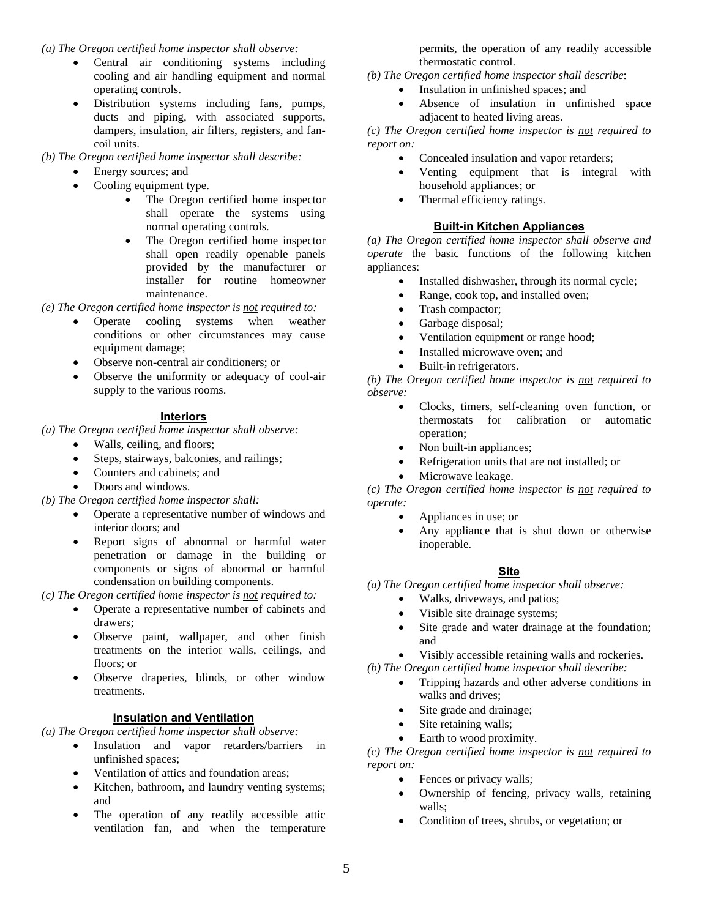*(a) The Oregon certified home inspector shall observe:*

- Central air conditioning systems including cooling and air handling equipment and normal operating controls.
- Distribution systems including fans, pumps, ducts and piping, with associated supports, dampers, insulation, air filters, registers, and fan-coil units.

*(b) The Oregon certified home inspector shall describe:*

- Energy sources; and
- Cooling equipment type.
  - The Oregon certified home inspector shall operate the systems using normal operating controls.
  - The Oregon certified home inspector shall open readily openable panels provided by the manufacturer or installer for routine homeowner maintenance.

*(e) The Oregon certified home inspector is not required to:*

- Operate cooling systems when weather conditions or other circumstances may cause equipment damage;
- Observe non-central air conditioners; or
- Observe the uniformity or adequacy of cool-air supply to the various rooms.

### Interiors

*(a) The Oregon certified home inspector shall observe:*

- Walls, ceiling, and floors;
- Steps, stairways, balconies, and railings;
- Counters and cabinets; and
- Doors and windows.

*(b) The Oregon certified home inspector shall:*

- Operate a representative number of windows and interior doors; and
- Report signs of abnormal or harmful water penetration or damage in the building or components or signs of abnormal or harmful condensation on building components.

*(c) The Oregon certified home inspector is not required to:*

- Operate a representative number of cabinets and drawers;
- Observe paint, wallpaper, and other finish treatments on the interior walls, ceilings, and floors; or
- Observe draperies, blinds, or other window treatments.

### Insulation and Ventilation

*(a) The Oregon certified home inspector shall observe:*

- Insulation and vapor retarders/barriers in unfinished spaces;
- Ventilation of attics and foundation areas;
- Kitchen, bathroom, and laundry venting systems; and
- The operation of any readily accessible attic ventilation fan, and when the temperature permits, the operation of any readily accessible thermostatic control.

*(b) The Oregon certified home inspector shall describe*:

- Insulation in unfinished spaces; and
- Absence of insulation in unfinished space adjacent to heated living areas.

*(c) The Oregon certified home inspector is not required to report on:*

- Concealed insulation and vapor retarders;
- Venting equipment that is integral with household appliances; or
- Thermal efficiency ratings.

### Built-in Kitchen Appliances

*(a) The Oregon certified home inspector shall observe and operate* the basic functions of the following kitchen appliances:

- Installed dishwasher, through its normal cycle;
- Range, cook top, and installed oven;
- Trash compactor;
- Garbage disposal;
- Ventilation equipment or range hood;
- Installed microwave oven; and
- Built-in refrigerators.

*(b) The Oregon certified home inspector is not required to observe:*

- Clocks, timers, self-cleaning oven function, or thermostats for calibration or automatic operation;
- Non built-in appliances;
- Refrigeration units that are not installed; or
- Microwave leakage.

*(c) The Oregon certified home inspector is not required to operate:*

- Appliances in use; or
- Any appliance that is shut down or otherwise inoperable.

### Site

*(a) The Oregon certified home inspector shall observe:*

- Walks, driveways, and patios;
- Visible site drainage systems;
- Site grade and water drainage at the foundation; and
- Visibly accessible retaining walls and rockeries.

*(b) The Oregon certified home inspector shall describe:*

- Tripping hazards and other adverse conditions in walks and drives;
- Site grade and drainage;
- Site retaining walls;
- Earth to wood proximity.

*(c) The Oregon certified home inspector is not required to report on:*

- Fences or privacy walls;
- Ownership of fencing, privacy walls, retaining walls;
- Condition of trees, shrubs, or vegetation; or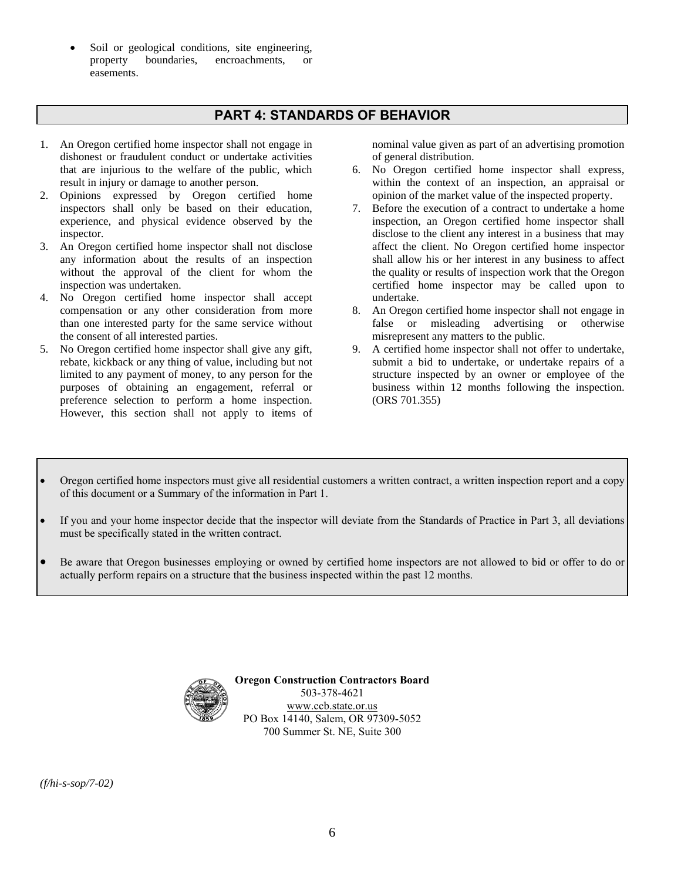- Soil or geological conditions, site engineering, property boundaries, encroachments, or easements.

## PART 4: STANDARDS OF BEHAVIOR

1. An Oregon certified home inspector shall not engage in dishonest or fraudulent conduct or undertake activities that are injurious to the welfare of the public, which result in injury or damage to another person.
2. Opinions expressed by Oregon certified home inspectors shall only be based on their education, experience, and physical evidence observed by the inspector.
3. An Oregon certified home inspector shall not disclose any information about the results of an inspection without the approval of the client for whom the inspection was undertaken.
4. No Oregon certified home inspector shall accept compensation or any other consideration from more than one interested party for the same service without the consent of all interested parties.
5. No Oregon certified home inspector shall give any gift, rebate, kickback or any thing of value, including but not limited to any payment of money, to any person for the purposes of obtaining an engagement, referral or preference selection to perform a home inspection. However, this section shall not apply to items of nominal value given as part of an advertising promotion of general distribution.
6. No Oregon certified home inspector shall express, within the context of an inspection, an appraisal or opinion of the market value of the inspected property.
7. Before the execution of a contract to undertake a home inspection, an Oregon certified home inspector shall disclose to the client any interest in a business that may affect the client. No Oregon certified home inspector shall allow his or her interest in any business to affect the quality or results of inspection work that the Oregon certified home inspector may be called upon to undertake.
8. An Oregon certified home inspector shall not engage in false or misleading advertising or otherwise misrepresent any matters to the public.
9. A certified home inspector shall not offer to undertake, submit a bid to undertake, or undertake repairs of a structure inspected by an owner or employee of the business within 12 months following the inspection. (ORS 701.355)

- Oregon certified home inspectors must give all residential customers a written contract, a written inspection report and a copy of this document or a Summary of the information in Part 1.
- If you and your home inspector decide that the inspector will deviate from the Standards of Practice in Part 3, all deviations must be specifically stated in the written contract.
- Be aware that Oregon businesses employing or owned by certified home inspectors are not allowed to bid or offer to do or actually perform repairs on a structure that the business inspected within the past 12 months.

**Oregon Construction Contractors Board**
503-378-4621
www.ccb.state.or.us
PO Box 14140, Salem, OR 97309-5052
700 Summer St. NE, Suite 300

*(f/hi-s-sop/7-02)*